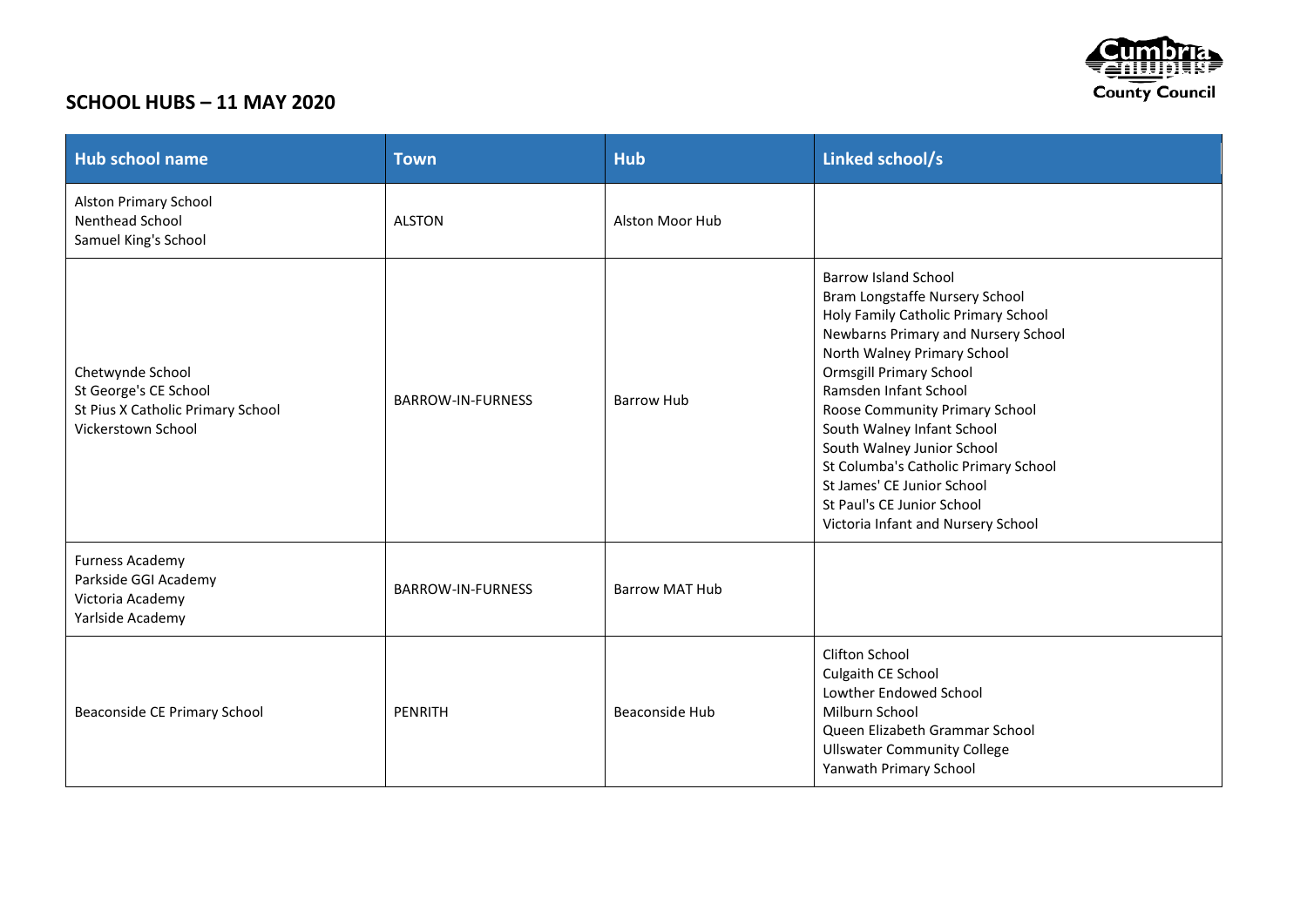## SCHOOL HUBS – 11 MAY 2020

| Hub school name | Town | Hub | Linked school/s |
|---|---|---|---|
| Alston Primary School<br>Nenthead School<br>Samuel King's School | ALSTON | Alston Moor Hub | |
| Chetwynde School<br>St George's CE School<br>St Pius X Catholic Primary School<br>Vickerstown School | BARROW-IN-FURNESS | Barrow Hub | Barrow Island School<br>Bram Longstaffe Nursery School<br>Holy Family Catholic Primary School<br>Newbarns Primary and Nursery School<br>North Walney Primary School<br>Ormsgill Primary School<br>Ramsden Infant School<br>Roose Community Primary School<br>South Walney Infant School<br>South Walney Junior School<br>St Columba's Catholic Primary School<br>St James' CE Junior School<br>St Paul's CE Junior School<br>Victoria Infant and Nursery School |
| Furness Academy<br>Parkside GGI Academy<br>Victoria Academy<br>Yarlside Academy | BARROW-IN-FURNESS | Barrow MAT Hub | |
| Beaconside CE Primary School | PENRITH | Beaconside Hub | Clifton School<br>Culgaith CE School<br>Lowther Endowed School<br>Milburn School<br>Queen Elizabeth Grammar School<br>Ullswater Community College<br>Yanwath Primary School |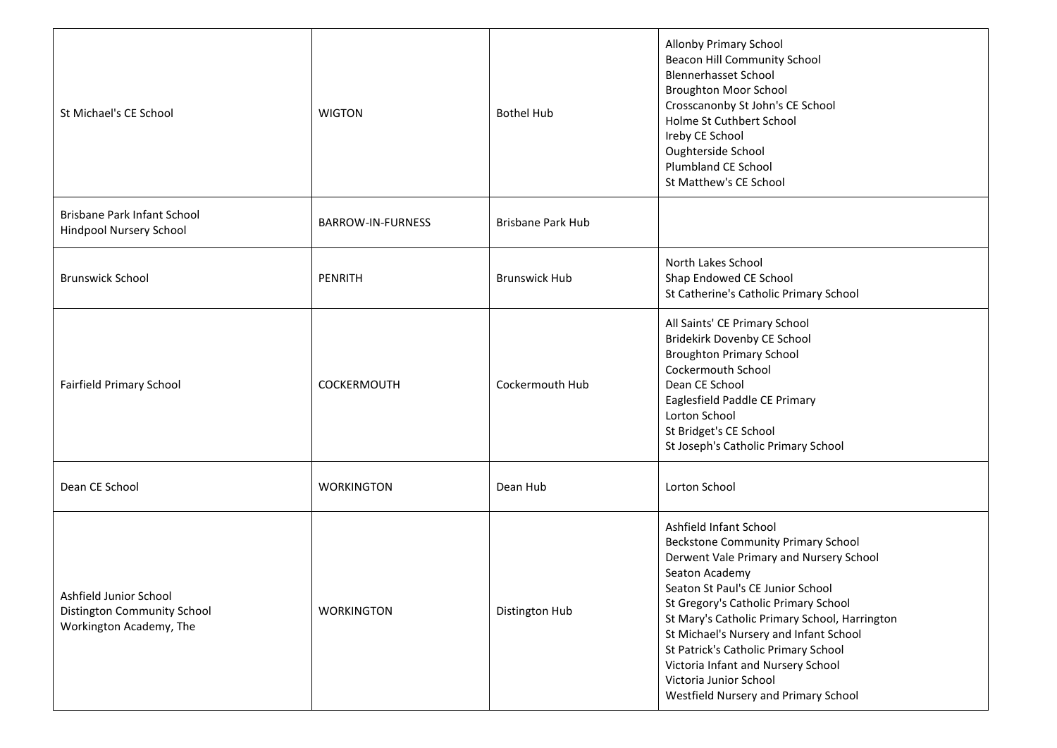| | | | |
|---|---|---|---|
| St Michael's CE School | WIGTON | Bothel Hub | Allonby Primary School<br>Beacon Hill Community School<br>Blennerhasset School<br>Broughton Moor School<br>Crosscanonby St John's CE School<br>Holme St Cuthbert School<br>Ireby CE School<br>Oughterside School<br>Plumbland CE School<br>St Matthew's CE School |
| Brisbane Park Infant School<br>Hindpool Nursery School | BARROW-IN-FURNESS | Brisbane Park Hub | |
| Brunswick School | PENRITH | Brunswick Hub | North Lakes School<br>Shap Endowed CE School<br>St Catherine's Catholic Primary School |
| Fairfield Primary School | COCKERMOUTH | Cockermouth Hub | All Saints' CE Primary School<br>Bridekirk Dovenby CE School<br>Broughton Primary School<br>Cockermouth School<br>Dean CE School<br>Eaglesfield Paddle CE Primary<br>Lorton School<br>St Bridget's CE School<br>St Joseph's Catholic Primary School |
| Dean CE School | WORKINGTON | Dean Hub | Lorton School |
| Ashfield Junior School<br>Distington Community School<br>Workington Academy, The | WORKINGTON | Distington Hub | Ashfield Infant School<br>Beckstone Community Primary School<br>Derwent Vale Primary and Nursery School<br>Seaton Academy<br>Seaton St Paul's CE Junior School<br>St Gregory's Catholic Primary School<br>St Mary's Catholic Primary School, Harrington<br>St Michael's Nursery and Infant School<br>St Patrick's Catholic Primary School<br>Victoria Infant and Nursery School<br>Victoria Junior School<br>Westfield Nursery and Primary School |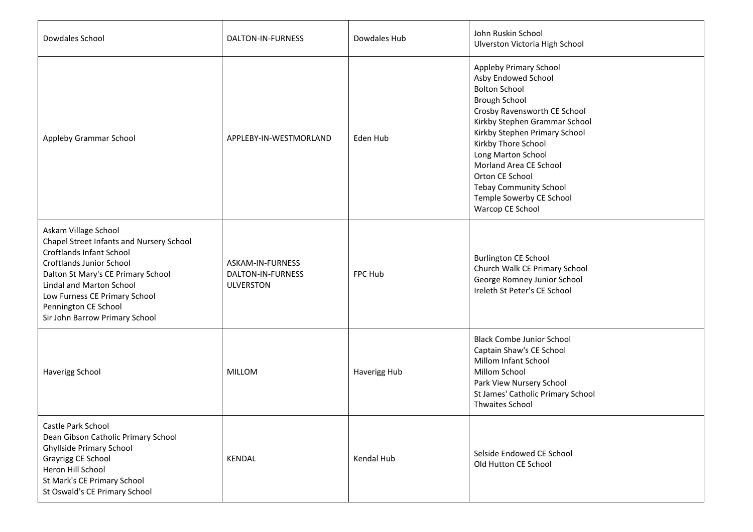| | | | |
|---|---|---|---|
| Dowdales School | DALTON-IN-FURNESS | Dowdales Hub | John Ruskin School<br>Ulverston Victoria High School |
| Appleby Grammar School | APPLEBY-IN-WESTMORLAND | Eden Hub | Appleby Primary School<br>Asby Endowed School<br>Bolton School<br>Brough School<br>Crosby Ravensworth CE School<br>Kirkby Stephen Grammar School<br>Kirkby Stephen Primary School<br>Kirkby Thore School<br>Long Marton School<br>Morland Area CE School<br>Orton CE School<br>Tebay Community School<br>Temple Sowerby CE School<br>Warcop CE School |
| Askam Village School<br>Chapel Street Infants and Nursery School<br>Croftlands Infant School<br>Croftlands Junior School<br>Dalton St Mary's CE Primary School<br>Lindal and Marton School<br>Low Furness CE Primary School<br>Pennington CE School<br>Sir John Barrow Primary School | ASKAM-IN-FURNESS<br>DALTON-IN-FURNESS<br>ULVERSTON | FPC Hub | Burlington CE School<br>Church Walk CE Primary School<br>George Romney Junior School<br>Ireleth St Peter's CE School |
| Haverigg School | MILLOM | Haverigg Hub | Black Combe Junior School<br>Captain Shaw's CE School<br>Millom Infant School<br>Millom School<br>Park View Nursery School<br>St James' Catholic Primary School<br>Thwaites School |
| Castle Park School<br>Dean Gibson Catholic Primary School<br>Ghyllside Primary School<br>Grayrigg CE School<br>Heron Hill School<br>St Mark's CE Primary School<br>St Oswald's CE Primary School | KENDAL | Kendal Hub | Selside Endowed CE School<br>Old Hutton CE School |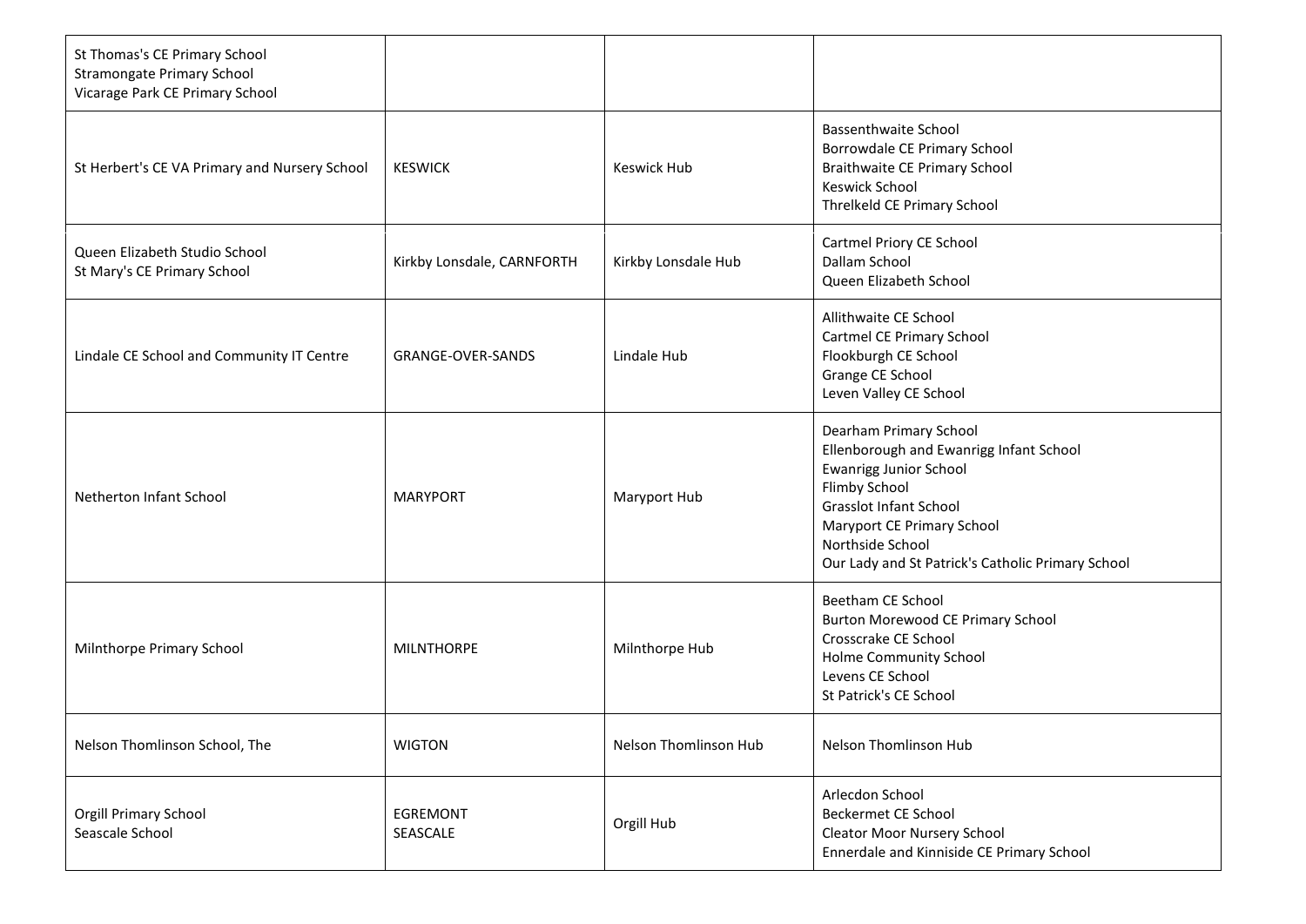| | | | |
|---|---|---|---|
| St Thomas's CE Primary School<br>Stramongate Primary School<br>Vicarage Park CE Primary School | | | |
| St Herbert's CE VA Primary and Nursery School | KESWICK | Keswick Hub | Bassenthwaite School<br>Borrowdale CE Primary School<br>Braithwaite CE Primary School<br>Keswick School<br>Threlkeld CE Primary School |
| Queen Elizabeth Studio School<br>St Mary's CE Primary School | Kirkby Lonsdale, CARNFORTH | Kirkby Lonsdale Hub | Cartmel Priory CE School<br>Dallam School<br>Queen Elizabeth School |
| Lindale CE School and Community IT Centre | GRANGE-OVER-SANDS | Lindale Hub | Allithwaite CE School<br>Cartmel CE Primary School<br>Flookburgh CE School<br>Grange CE School<br>Leven Valley CE School |
| Netherton Infant School | MARYPORT | Maryport Hub | Dearham Primary School<br>Ellenborough and Ewanrigg Infant School<br>Ewanrigg Junior School<br>Flimby School<br>Grasslot Infant School<br>Maryport CE Primary School<br>Northside School<br>Our Lady and St Patrick's Catholic Primary School |
| Milnthorpe Primary School | MILNTHORPE | Milnthorpe Hub | Beetham CE School<br>Burton Morewood CE Primary School<br>Crosscrake CE School<br>Holme Community School<br>Levens CE School<br>St Patrick's CE School |
| Nelson Thomlinson School, The | WIGTON | Nelson Thomlinson Hub | Nelson Thomlinson Hub |
| Orgill Primary School<br>Seascale School | EGREMONT<br>SEASCALE | Orgill Hub | Arlecdon School<br>Beckermet CE School<br>Cleator Moor Nursery School<br>Ennerdale and Kinniside CE Primary School |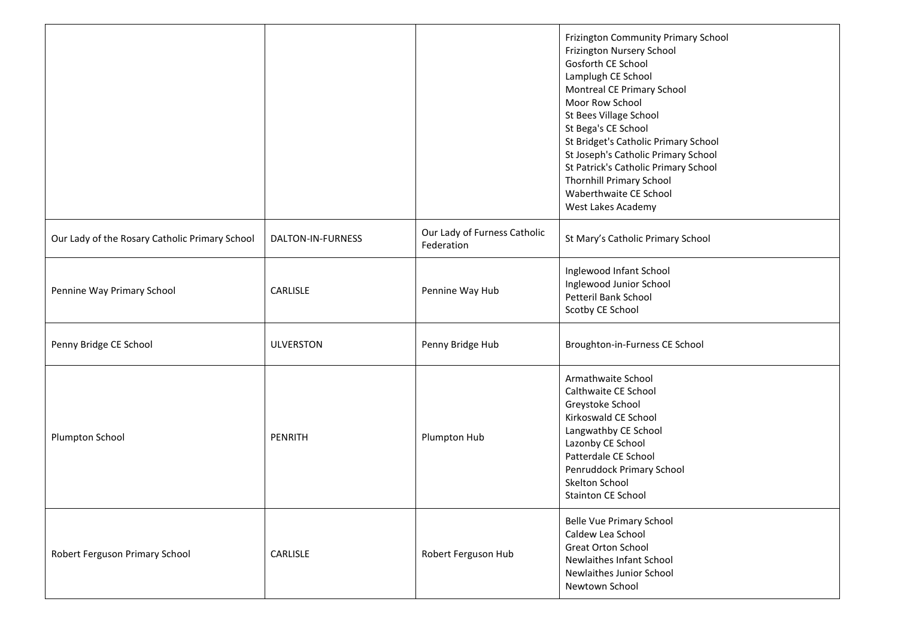| | | | |
|---|---|---|---|
| | | | Frizington Community Primary School<br>Frizington Nursery School<br>Gosforth CE School<br>Lamplugh CE School<br>Montreal CE Primary School<br>Moor Row School<br>St Bees Village School<br>St Bega's CE School<br>St Bridget's Catholic Primary School<br>St Joseph's Catholic Primary School<br>St Patrick's Catholic Primary School<br>Thornhill Primary School<br>Waberthwaite CE School<br>West Lakes Academy |
| Our Lady of the Rosary Catholic Primary School | DALTON-IN-FURNESS | Our Lady of Furness Catholic Federation | St Mary’s Catholic Primary School |
| Pennine Way Primary School | CARLISLE | Pennine Way Hub | Inglewood Infant School<br>Inglewood Junior School<br>Petteril Bank School<br>Scotby CE School |
| Penny Bridge CE School | ULVERSTON | Penny Bridge Hub | Broughton-in-Furness CE School |
| Plumpton School | PENRITH | Plumpton Hub | Armathwaite School<br>Calthwaite CE School<br>Greystoke School<br>Kirkoswald CE School<br>Langwathby CE School<br>Lazonby CE School<br>Patterdale CE School<br>Penruddock Primary School<br>Skelton School<br>Stainton CE School |
| Robert Ferguson Primary School | CARLISLE | Robert Ferguson Hub | Belle Vue Primary School<br>Caldew Lea School<br>Great Orton School<br>Newlaithes Infant School<br>Newlaithes Junior School<br>Newtown School |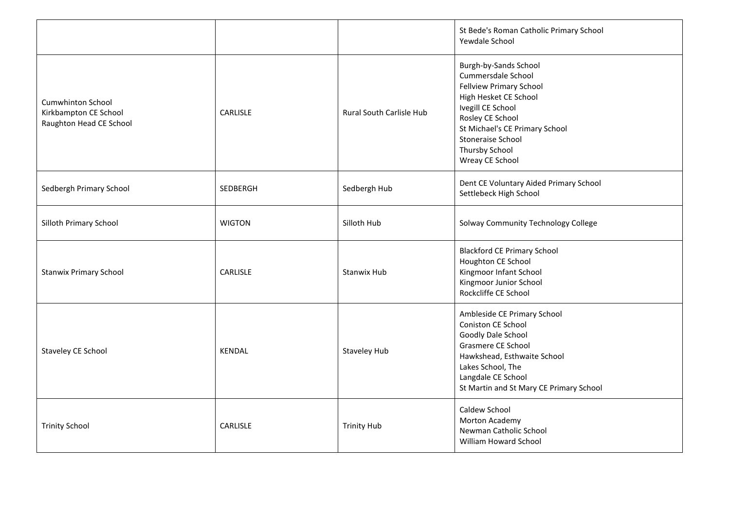| | | | |
|---|---|---|---|
| | | | St Bede's Roman Catholic Primary School<br>Yewdale School |
| Cumwhinton School<br>Kirkbampton CE School<br>Raughton Head CE School | CARLISLE | Rural South Carlisle Hub | Burgh-by-Sands School<br>Cummersdale School<br>Fellview Primary School<br>High Hesket CE School<br>Ivegill CE School<br>Rosley CE School<br>St Michael's CE Primary School<br>Stoneraise School<br>Thursby School<br>Wreay CE School |
| Sedbergh Primary School | SEDBERGH | Sedbergh Hub | Dent CE Voluntary Aided Primary School<br>Settlebeck High School |
| Silloth Primary School | WIGTON | Silloth Hub | Solway Community Technology College |
| Stanwix Primary School | CARLISLE | Stanwix Hub | Blackford CE Primary School<br>Houghton CE School<br>Kingmoor Infant School<br>Kingmoor Junior School<br>Rockcliffe CE School |
| Staveley CE School | KENDAL | Staveley Hub | Ambleside CE Primary School<br>Coniston CE School<br>Goodly Dale School<br>Grasmere CE School<br>Hawkshead, Esthwaite School<br>Lakes School, The<br>Langdale CE School<br>St Martin and St Mary CE Primary School |
| Trinity School | CARLISLE | Trinity Hub | Caldew School<br>Morton Academy<br>Newman Catholic School<br>William Howard School |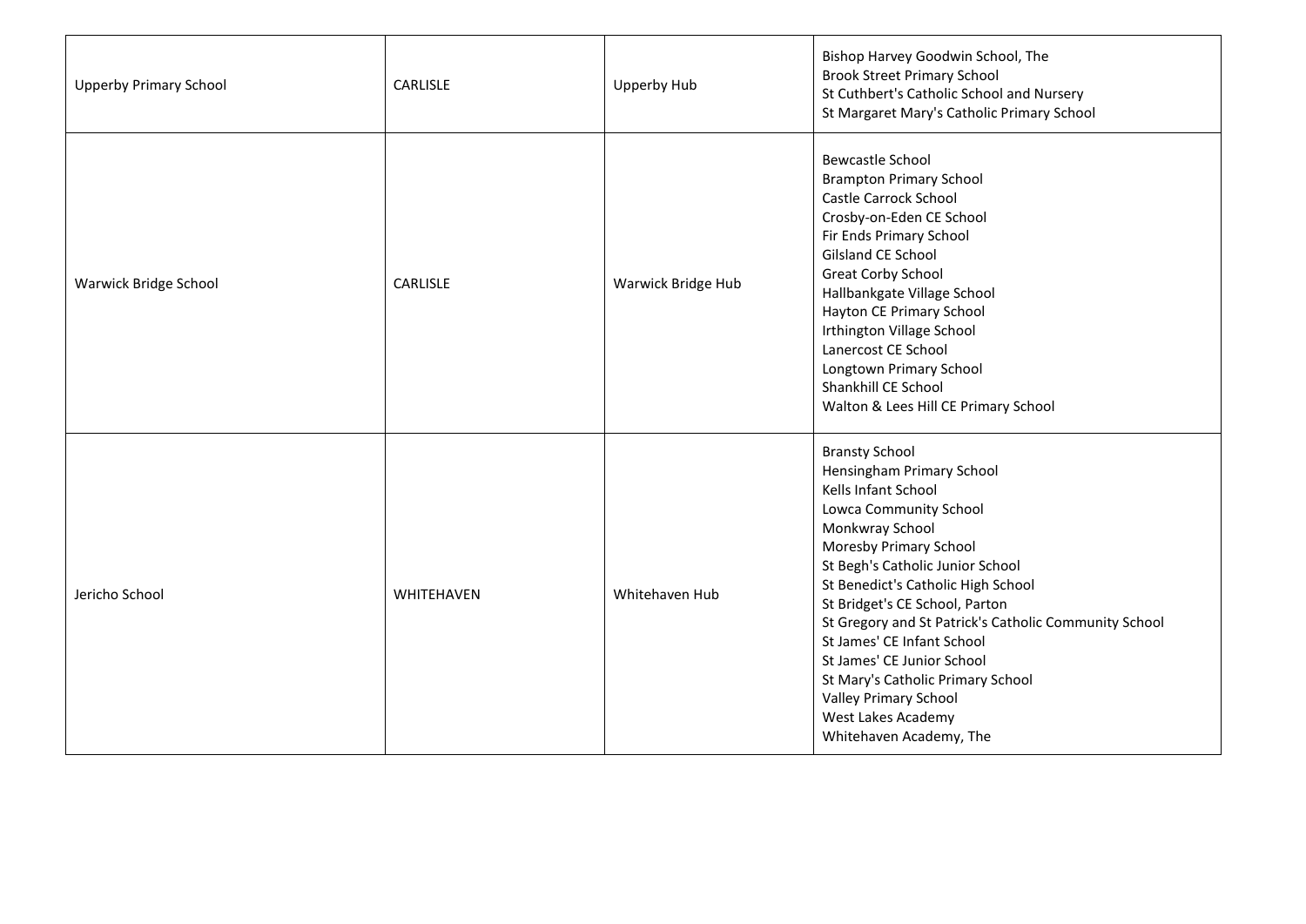| | | | |
|---|---|---|---|
| Upperby Primary School | CARLISLE | Upperby Hub | Bishop Harvey Goodwin School, The<br>Brook Street Primary School<br>St Cuthbert's Catholic School and Nursery<br>St Margaret Mary's Catholic Primary School |
| Warwick Bridge School | CARLISLE | Warwick Bridge Hub | Bewcastle School<br>Brampton Primary School<br>Castle Carrock School<br>Crosby-on-Eden CE School<br>Fir Ends Primary School<br>Gilsland CE School<br>Great Corby School<br>Hallbankgate Village School<br>Hayton CE Primary School<br>Irthington Village School<br>Lanercost CE School<br>Longtown Primary School<br>Shankhill CE School<br>Walton & Lees Hill CE Primary School |
| Jericho School | WHITEHAVEN | Whitehaven Hub | Bransty School<br>Hensingham Primary School<br>Kells Infant School<br>Lowca Community School<br>Monkwray School<br>Moresby Primary School<br>St Begh's Catholic Junior School<br>St Benedict's Catholic High School<br>St Bridget's CE School, Parton<br>St Gregory and St Patrick's Catholic Community School<br>St James' CE Infant School<br>St James' CE Junior School<br>St Mary's Catholic Primary School<br>Valley Primary School<br>West Lakes Academy<br>Whitehaven Academy, The |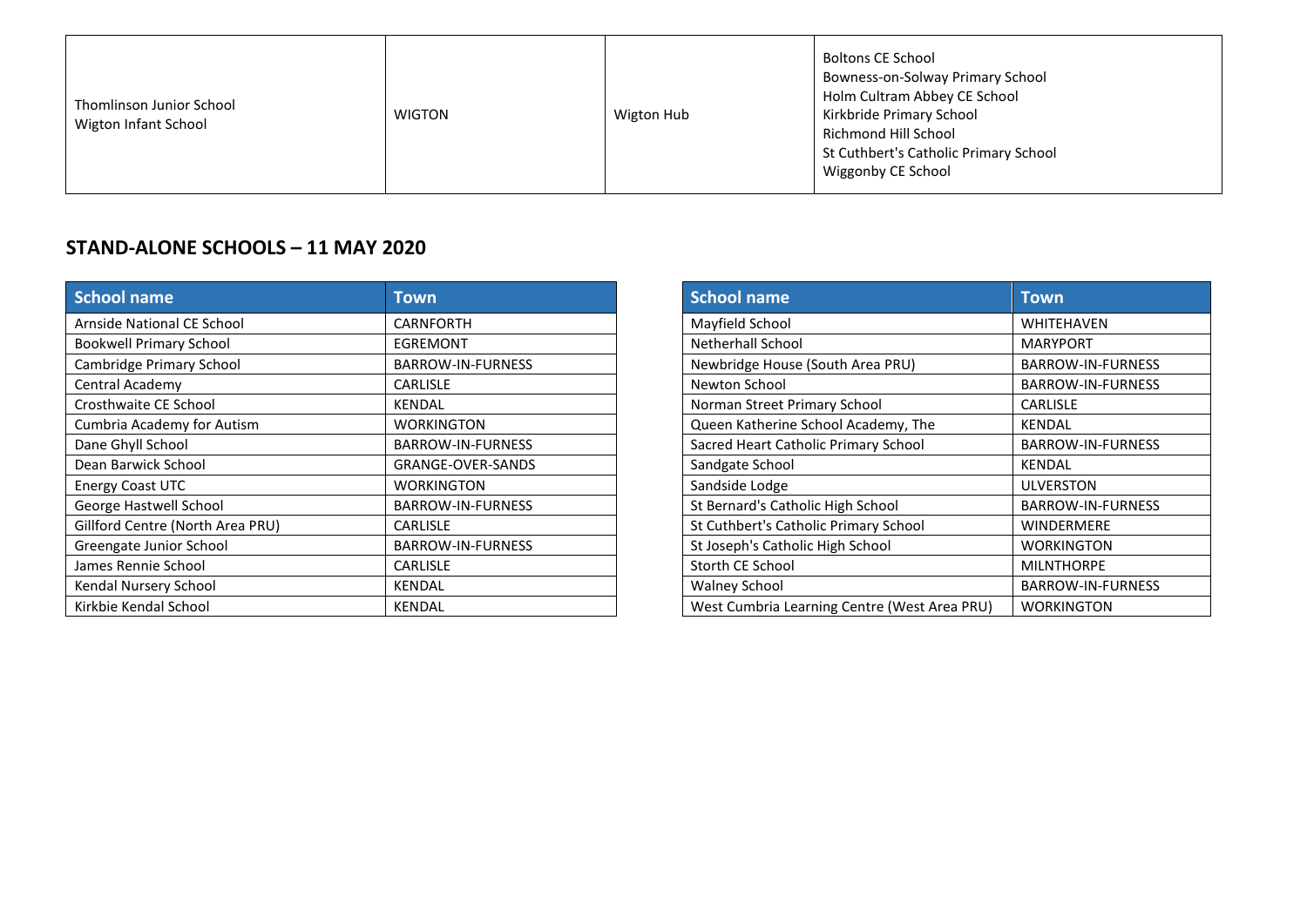| | | | |
|---|---|---|---|
| Thomlinson Junior School<br>Wigton Infant School | WIGTON | Wigton Hub | Boltons CE School<br>Bowness-on-Solway Primary School<br>Holm Cultram Abbey CE School<br>Kirkbride Primary School<br>Richmond Hill School<br>St Cuthbert's Catholic Primary School<br>Wiggonby CE School |

## STAND-ALONE SCHOOLS – 11 MAY 2020

| School name | Town |
|---|---|
| Arnside National CE School | CARNFORTH |
| Bookwell Primary School | EGREMONT |
| Cambridge Primary School | BARROW-IN-FURNESS |
| Central Academy | CARLISLE |
| Crosthwaite CE School | KENDAL |
| Cumbria Academy for Autism | WORKINGTON |
| Dane Ghyll School | BARROW-IN-FURNESS |
| Dean Barwick School | GRANGE-OVER-SANDS |
| Energy Coast UTC | WORKINGTON |
| George Hastwell School | BARROW-IN-FURNESS |
| Gillford Centre (North Area PRU) | CARLISLE |
| Greengate Junior School | BARROW-IN-FURNESS |
| James Rennie School | CARLISLE |
| Kendal Nursery School | KENDAL |
| Kirkbie Kendal School | KENDAL |

| School name | Town |
|---|---|
| Mayfield School | WHITEHAVEN |
| Netherhall School | MARYPORT |
| Newbridge House (South Area PRU) | BARROW-IN-FURNESS |
| Newton School | BARROW-IN-FURNESS |
| Norman Street Primary School | CARLISLE |
| Queen Katherine School Academy, The | KENDAL |
| Sacred Heart Catholic Primary School | BARROW-IN-FURNESS |
| Sandgate School | KENDAL |
| Sandside Lodge | ULVERSTON |
| St Bernard's Catholic High School | BARROW-IN-FURNESS |
| St Cuthbert's Catholic Primary School | WINDERMERE |
| St Joseph's Catholic High School | WORKINGTON |
| Storth CE School | MILNTHORPE |
| Walney School | BARROW-IN-FURNESS |
| West Cumbria Learning Centre (West Area PRU) | WORKINGTON |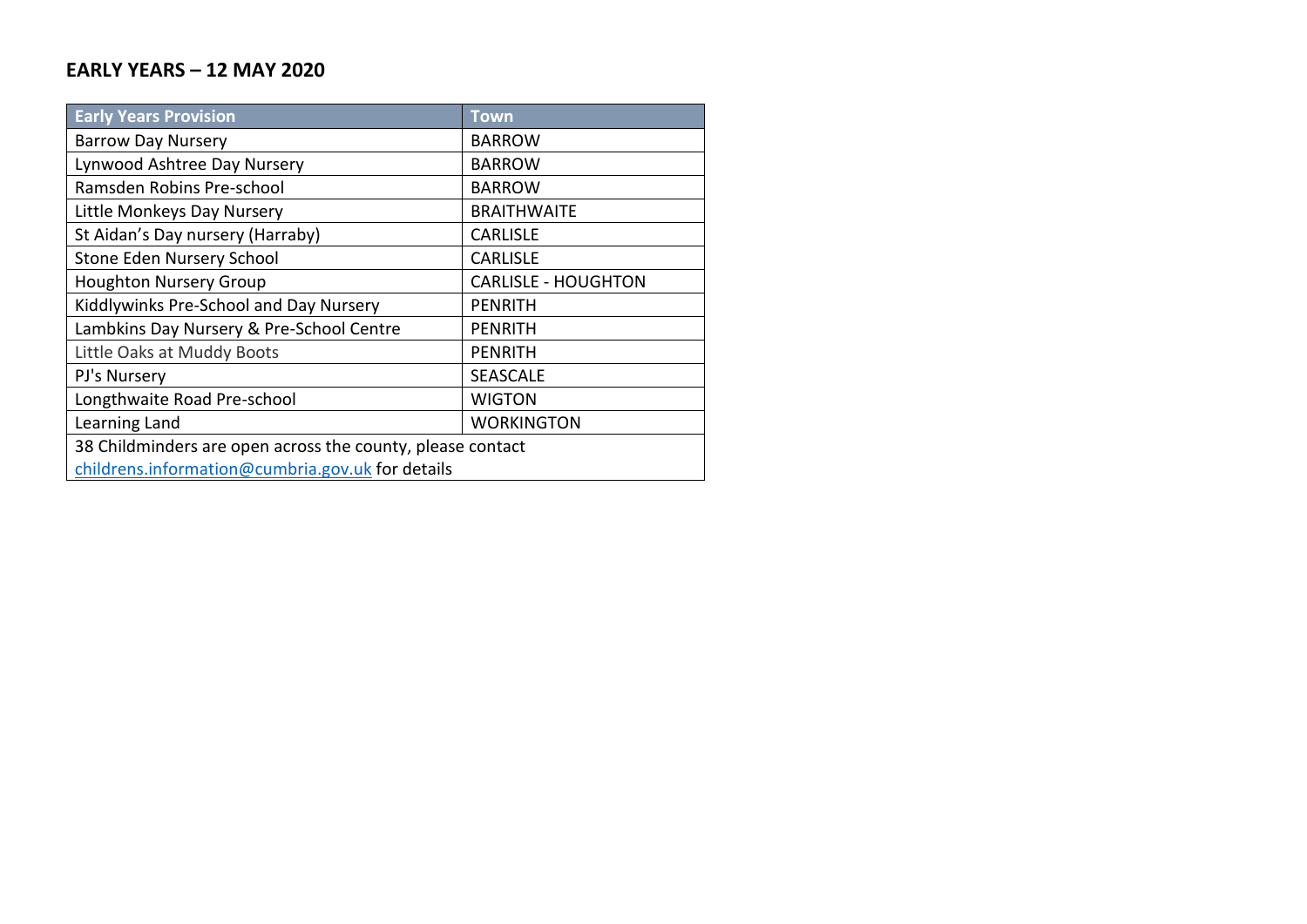## EARLY YEARS – 12 MAY 2020

| Early Years Provision | Town |
|---|---|
| Barrow Day Nursery | BARROW |
| Lynwood Ashtree Day Nursery | BARROW |
| Ramsden Robins Pre-school | BARROW |
| Little Monkeys Day Nursery | BRAITHWAITE |
| St Aidan's Day nursery (Harraby) | CARLISLE |
| Stone Eden Nursery School | CARLISLE |
| Houghton Nursery Group | CARLISLE - HOUGHTON |
| Kiddlywinks Pre-School and Day Nursery | PENRITH |
| Lambkins Day Nursery & Pre-School Centre | PENRITH |
| Little Oaks at Muddy Boots | PENRITH |
| PJ's Nursery | SEASCALE |
| Longthwaite Road Pre-school | WIGTON |
| Learning Land | WORKINGTON |
| 38 Childminders are open across the county, please contact childrens.information@cumbria.gov.uk for details | |